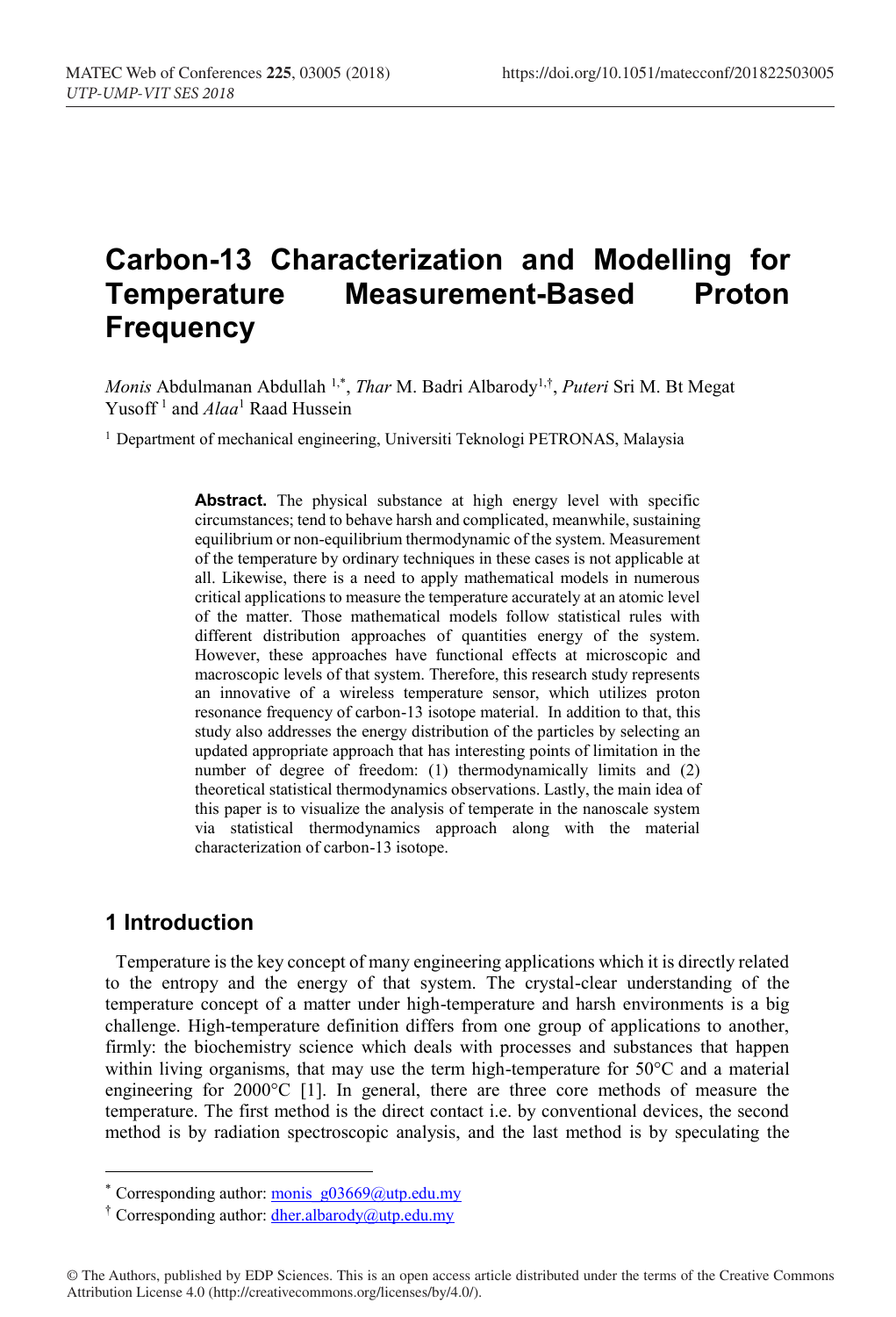# Carbon-13 Characterization and Modelling for Temperature Measurement-Based Proton Frequency

*Monis* Abdulmanan Abdullah [1,*], *Thar* M. Badri Albarody[1,†], *Puteri* Sri M. Bt Megat Yusoff [1] and *Alaa*[1] Raad Hussein

[1] Department of mechanical engineering, Universiti Teknologi PETRONAS, Malaysia

**Abstract.** The physical substance at high energy level with specific circumstances; tend to behave harsh and complicated, meanwhile, sustaining equilibrium or non-equilibrium thermodynamic of the system. Measurement of the temperature by ordinary techniques in these cases is not applicable at all. Likewise, there is a need to apply mathematical models in numerous critical applications to measure the temperature accurately at an atomic level of the matter. Those mathematical models follow statistical rules with different distribution approaches of quantities energy of the system. However, these approaches have functional effects at microscopic and macroscopic levels of that system. Therefore, this research study represents an innovative of a wireless temperature sensor, which utilizes proton resonance frequency of carbon-13 isotope material. In addition to that, this study also addresses the energy distribution of the particles by selecting an updated appropriate approach that has interesting points of limitation in the number of degree of freedom: (1) thermodynamically limits and (2) theoretical statistical thermodynamics observations. Lastly, the main idea of this paper is to visualize the analysis of temperate in the nanoscale system via statistical thermodynamics approach along with the material characterization of carbon-13 isotope.

## 1 Introduction

Temperature is the key concept of many engineering applications which it is directly related to the entropy and the energy of that system. The crystal-clear understanding of the temperature concept of a matter under high-temperature and harsh environments is a big challenge. High-temperature definition differs from one group of applications to another, firmly: the biochemistry science which deals with processes and substances that happen within living organisms, that may use the term high-temperature for 50°C and a material engineering for 2000°C [1]. In general, there are three core methods of measure the temperature. The first method is the direct contact i.e. by conventional devices, the second method is by radiation spectroscopic analysis, and the last method is by speculating the

---

[*] Corresponding author: monis_g03669@utp.edu.my

[†] Corresponding author: dher.albarody@utp.edu.my

© The Authors, published by EDP Sciences. This is an open access article distributed under the terms of the Creative Commons Attribution License 4.0 (http://creativecommons.org/licenses/by/4.0/).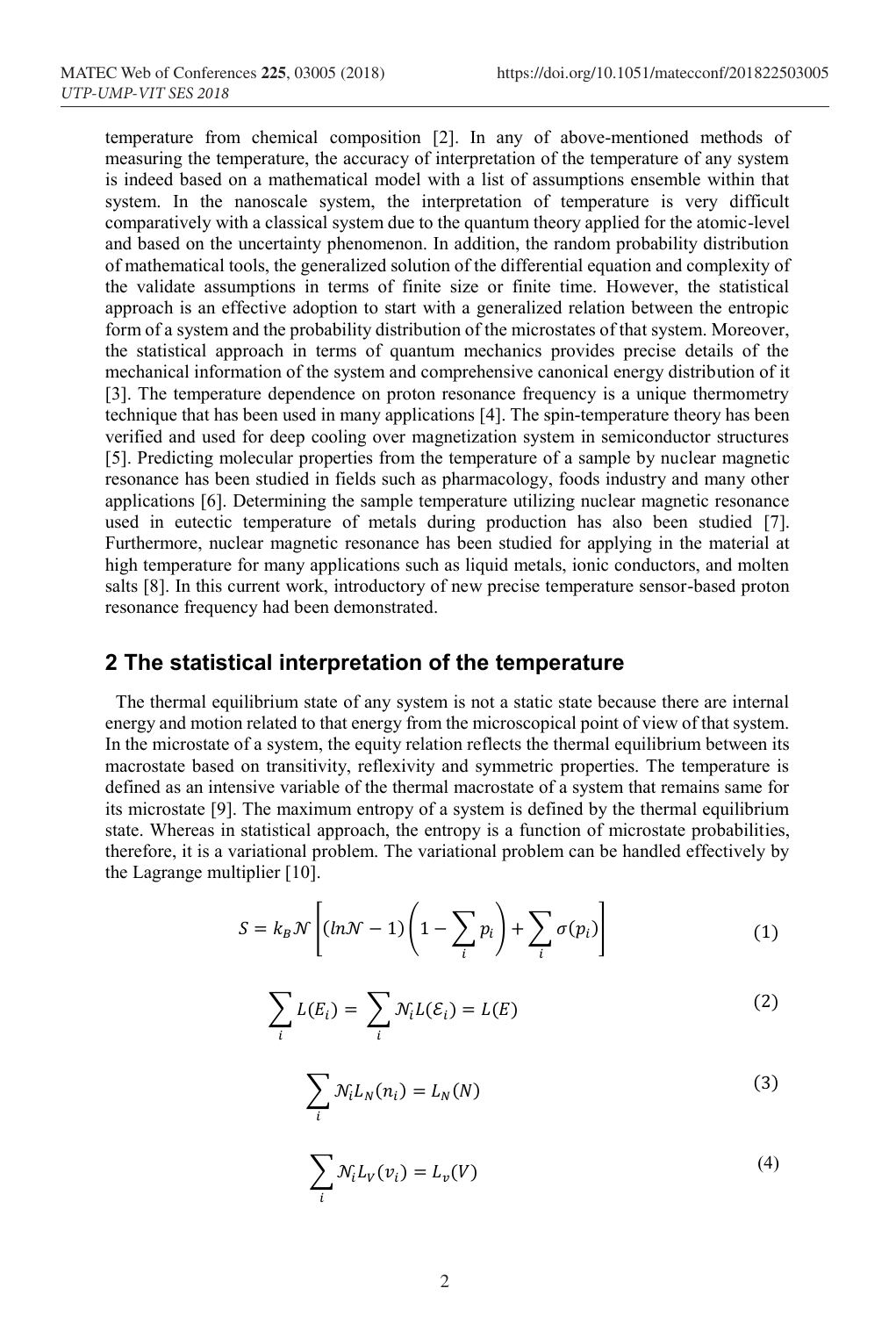temperature from chemical composition [2]. In any of above-mentioned methods of measuring the temperature, the accuracy of interpretation of the temperature of any system is indeed based on a mathematical model with a list of assumptions ensemble within that system. In the nanoscale system, the interpretation of temperature is very difficult comparatively with a classical system due to the quantum theory applied for the atomic-level and based on the uncertainty phenomenon. In addition, the random probability distribution of mathematical tools, the generalized solution of the differential equation and complexity of the validate assumptions in terms of finite size or finite time. However, the statistical approach is an effective adoption to start with a generalized relation between the entropic form of a system and the probability distribution of the microstates of that system. Moreover, the statistical approach in terms of quantum mechanics provides precise details of the mechanical information of the system and comprehensive canonical energy distribution of it [3]. The temperature dependence on proton resonance frequency is a unique thermometry technique that has been used in many applications [4]. The spin-temperature theory has been verified and used for deep cooling over magnetization system in semiconductor structures [5]. Predicting molecular properties from the temperature of a sample by nuclear magnetic resonance has been studied in fields such as pharmacology, foods industry and many other applications [6]. Determining the sample temperature utilizing nuclear magnetic resonance used in eutectic temperature of metals during production has also been studied [7]. Furthermore, nuclear magnetic resonance has been studied for applying in the material at high temperature for many applications such as liquid metals, ionic conductors, and molten salts [8]. In this current work, introductory of new precise temperature sensor-based proton resonance frequency had been demonstrated.

## 2 The statistical interpretation of the temperature

The thermal equilibrium state of any system is not a static state because there are internal energy and motion related to that energy from the microscopical point of view of that system. In the microstate of a system, the equity relation reflects the thermal equilibrium between its macrostate based on transitivity, reflexivity and symmetric properties. The temperature is defined as an intensive variable of the thermal macrostate of a system that remains same for its microstate [9]. The maximum entropy of a system is defined by the thermal equilibrium state. Whereas in statistical approach, the entropy is a function of microstate probabilities, therefore, it is a variational problem. The variational problem can be handled effectively by the Lagrange multiplier [10].

$$S = k_B \mathcal{N} \left[ (ln\mathcal{N} - 1)\left(1 - \sum_i p_i\right) + \sum_i \sigma(p_i) \right] \tag{1}$$

$$\sum_i L(E_i) = \sum_i \mathcal{N}_i L(\mathcal{E}_i) = L(E) \tag{2}$$

$$\sum_i \mathcal{N}_i L_N(n_i) = L_N(N) \tag{3}$$

$$\sum_i \mathcal{N}_i L_V(v_i) = L_v(V) \tag{4}$$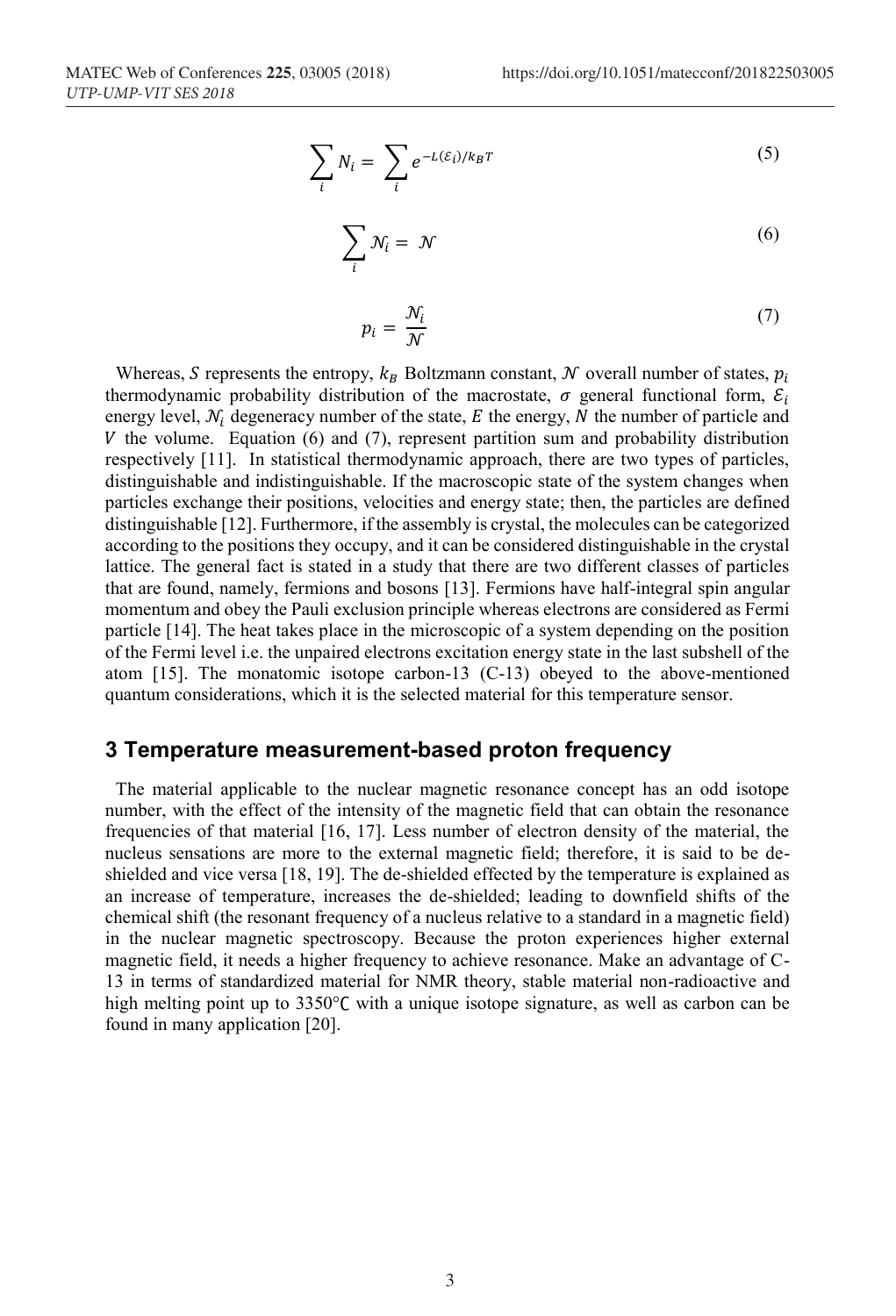$$\sum_{i} N_i = \sum_{i} e^{-L(\mathcal{E}_i)/k_B T} \tag{5}$$

$$\sum_{i} \mathcal{N}_i = \mathcal{N} \tag{6}$$

$$p_i = \frac{\mathcal{N}_i}{\mathcal{N}} \tag{7}$$

Whereas, $S$ represents the entropy, $k_B$ Boltzmann constant, $\mathcal{N}$ overall number of states, $p_i$ thermodynamic probability distribution of the macrostate, $\sigma$ general functional form, $\mathcal{E}_i$ energy level, $\mathcal{N}_i$ degeneracy number of the state, $E$ the energy, $N$ the number of particle and $V$ the volume. Equation (6) and (7), represent partition sum and probability distribution respectively [11]. In statistical thermodynamic approach, there are two types of particles, distinguishable and indistinguishable. If the macroscopic state of the system changes when particles exchange their positions, velocities and energy state; then, the particles are defined distinguishable [12]. Furthermore, if the assembly is crystal, the molecules can be categorized according to the positions they occupy, and it can be considered distinguishable in the crystal lattice. The general fact is stated in a study that there are two different classes of particles that are found, namely, fermions and bosons [13]. Fermions have half-integral spin angular momentum and obey the Pauli exclusion principle whereas electrons are considered as Fermi particle [14]. The heat takes place in the microscopic of a system depending on the position of the Fermi level i.e. the unpaired electrons excitation energy state in the last subshell of the atom [15]. The monatomic isotope carbon-13 (C-13) obeyed to the above-mentioned quantum considerations, which it is the selected material for this temperature sensor.

## 3 Temperature measurement-based proton frequency

The material applicable to the nuclear magnetic resonance concept has an odd isotope number, with the effect of the intensity of the magnetic field that can obtain the resonance frequencies of that material [16, 17]. Less number of electron density of the material, the nucleus sensations are more to the external magnetic field; therefore, it is said to be de-shielded and vice versa [18, 19]. The de-shielded effected by the temperature is explained as an increase of temperature, increases the de-shielded; leading to downfield shifts of the chemical shift (the resonant frequency of a nucleus relative to a standard in a magnetic field) in the nuclear magnetic spectroscopy. Because the proton experiences higher external magnetic field, it needs a higher frequency to achieve resonance. Make an advantage of C-13 in terms of standardized material for NMR theory, stable material non-radioactive and high melting point up to 3350°C with a unique isotope signature, as well as carbon can be found in many application [20].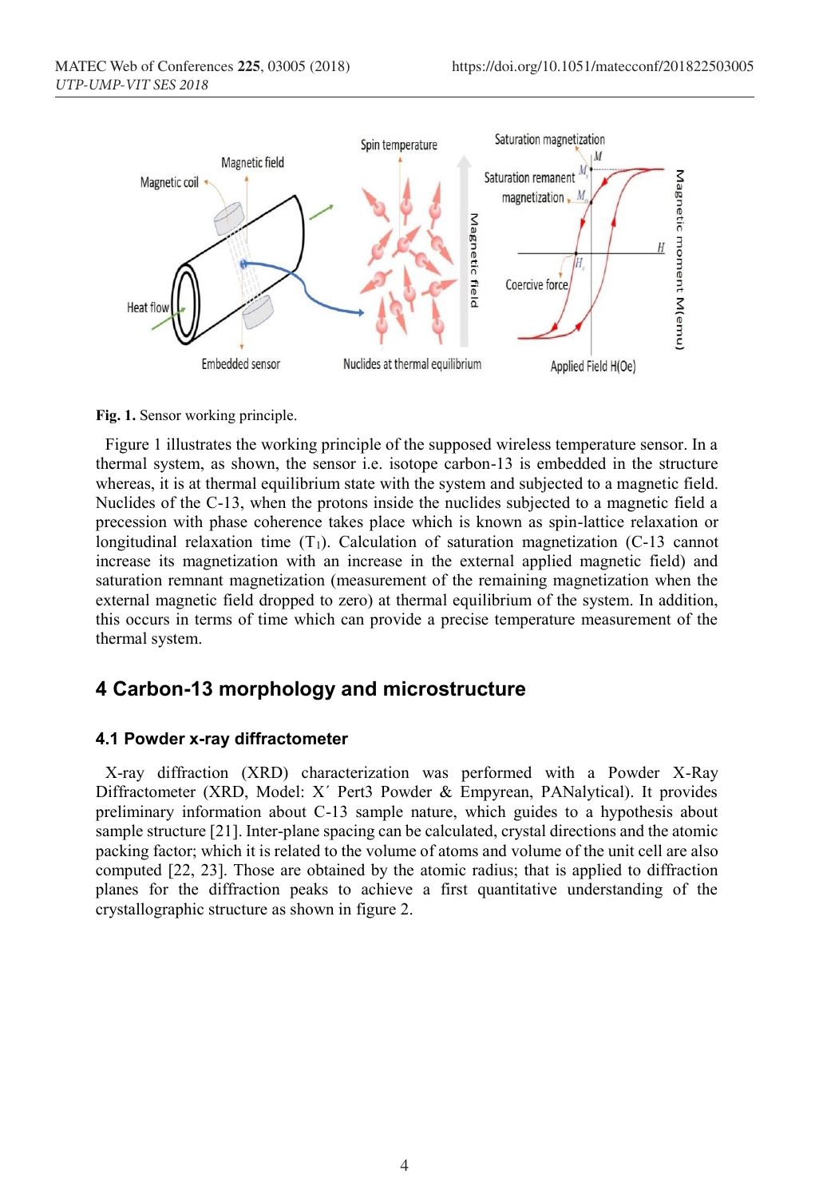**Fig. 1.** Sensor working principle.

Figure 1 illustrates the working principle of the supposed wireless temperature sensor. In a thermal system, as shown, the sensor i.e. isotope carbon-13 is embedded in the structure whereas, it is at thermal equilibrium state with the system and subjected to a magnetic field. Nuclides of the C-13, when the protons inside the nuclides subjected to a magnetic field a precession with phase coherence takes place which is known as spin-lattice relaxation or longitudinal relaxation time ($T_1$). Calculation of saturation magnetization (C-13 cannot increase its magnetization with an increase in the external applied magnetic field) and saturation remnant magnetization (measurement of the remaining magnetization when the external magnetic field dropped to zero) at thermal equilibrium of the system. In addition, this occurs in terms of time which can provide a precise temperature measurement of the thermal system.

## 4 Carbon-13 morphology and microstructure

### 4.1 Powder x-ray diffractometer

X-ray diffraction (XRD) characterization was performed with a Powder X-Ray Diffractometer (XRD, Model: X´ Pert3 Powder & Empyrean, PANalytical). It provides preliminary information about C-13 sample nature, which guides to a hypothesis about sample structure [21]. Inter-plane spacing can be calculated, crystal directions and the atomic packing factor; which it is related to the volume of atoms and volume of the unit cell are also computed [22, 23]. Those are obtained by the atomic radius; that is applied to diffraction planes for the diffraction peaks to achieve a first quantitative understanding of the crystallographic structure as shown in figure 2.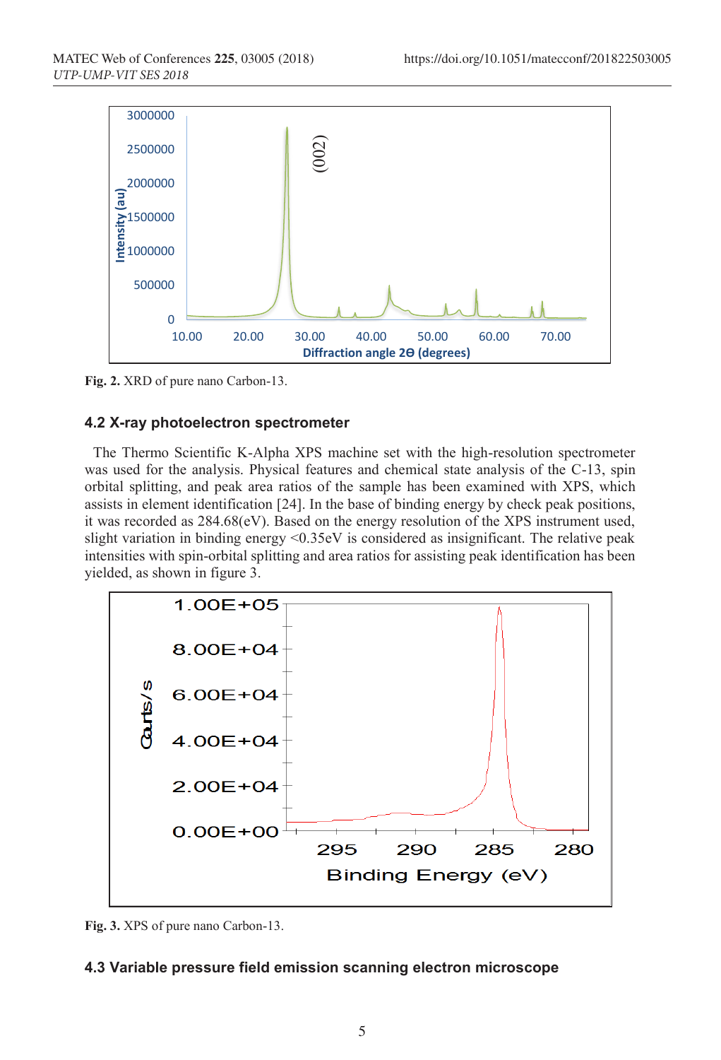Fig. 2. XRD of pure nano Carbon-13.

### 4.2 X-ray photoelectron spectrometer

The Thermo Scientific K-Alpha XPS machine set with the high-resolution spectrometer was used for the analysis. Physical features and chemical state analysis of the C-13, spin orbital splitting, and peak area ratios of the sample has been examined with XPS, which assists in element identification [24]. In the base of binding energy by check peak positions, it was recorded as 284.68(eV). Based on the energy resolution of the XPS instrument used, slight variation in binding energy <0.35eV is considered as insignificant. The relative peak intensities with spin-orbital splitting and area ratios for assisting peak identification has been yielded, as shown in figure 3.

Fig. 3. XPS of pure nano Carbon-13.

### 4.3 Variable pressure field emission scanning electron microscope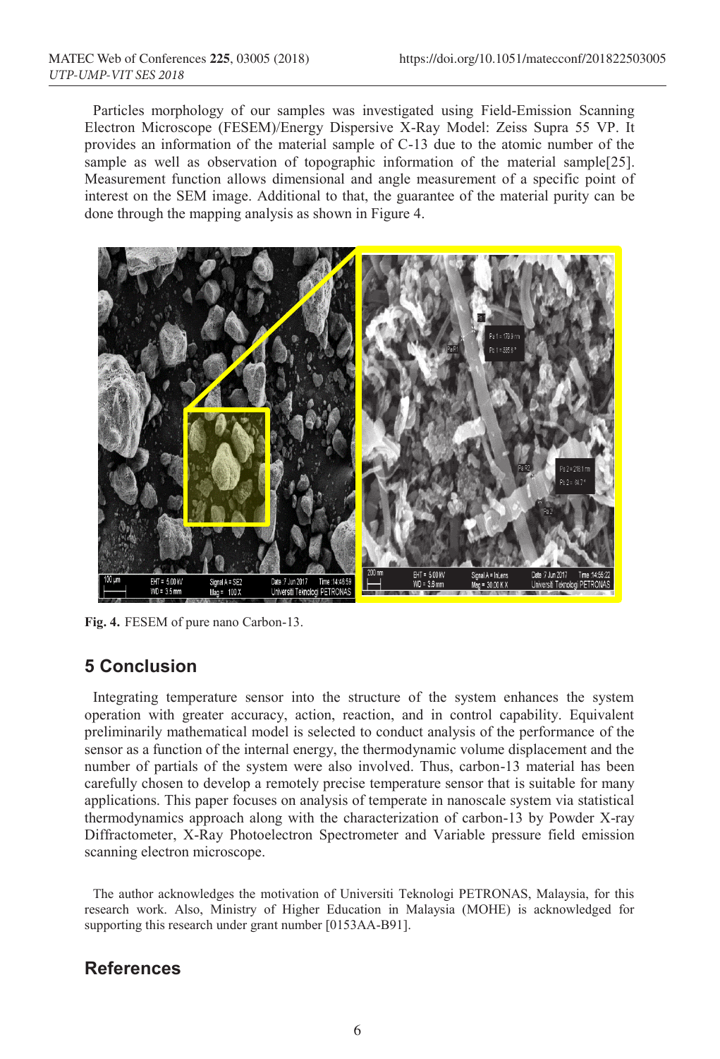Particles morphology of our samples was investigated using Field-Emission Scanning Electron Microscope (FESEM)/Energy Dispersive X-Ray Model: Zeiss Supra 55 VP. It provides an information of the material sample of C-13 due to the atomic number of the sample as well as observation of topographic information of the material sample[25]. Measurement function allows dimensional and angle measurement of a specific point of interest on the SEM image. Additional to that, the guarantee of the material purity can be done through the mapping analysis as shown in Figure 4.

**Fig. 4.** FESEM of pure nano Carbon-13.

## 5 Conclusion

Integrating temperature sensor into the structure of the system enhances the system operation with greater accuracy, action, reaction, and in control capability. Equivalent preliminarily mathematical model is selected to conduct analysis of the performance of the sensor as a function of the internal energy, the thermodynamic volume displacement and the number of partials of the system were also involved. Thus, carbon-13 material has been carefully chosen to develop a remotely precise temperature sensor that is suitable for many applications. This paper focuses on analysis of temperate in nanoscale system via statistical thermodynamics approach along with the characterization of carbon-13 by Powder X-ray Diffractometer, X-Ray Photoelectron Spectrometer and Variable pressure field emission scanning electron microscope.

The author acknowledges the motivation of Universiti Teknologi PETRONAS, Malaysia, for this research work. Also, Ministry of Higher Education in Malaysia (MOHE) is acknowledged for supporting this research under grant number [0153AA-B91].

## References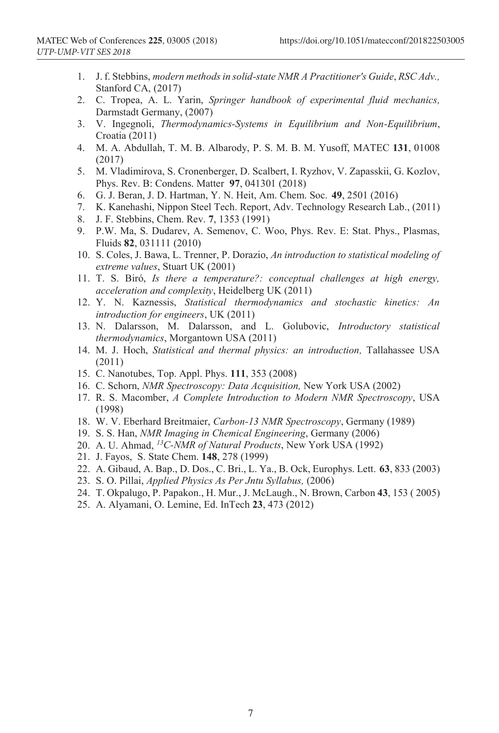1. J. f. Stebbins, *modern methods in solid-state NMR A Practitioner's Guide*, *RSC Adv.,* Stanford CA, (2017)
2. C. Tropea, A. L. Yarin, *Springer handbook of experimental fluid mechanics,* Darmstadt Germany, (2007)
3. V. Ingegnoli, *Thermodynamics-Systems in Equilibrium and Non-Equilibrium*, Croatia (2011)
4. M. A. Abdullah, T. M. B. Albarody, P. S. M. B. M. Yusoff, MATEC **131**, 01008 (2017)
5. M. Vladimirova, S. Cronenberger, D. Scalbert, I. Ryzhov, V. Zapasskii, G. Kozlov, Phys. Rev. B: Condens. Matter **97**, 041301 (2018)
6. G. J. Beran, J. D. Hartman, Y. N. Heit, Am. Chem. Soc. **49**, 2501 (2016)
7. K. Kanehashi, Nippon Steel Tech. Report, Adv. Technology Research Lab., (2011)
8. J. F. Stebbins, Chem. Rev. **7**, 1353 (1991)
9. P.W. Ma, S. Dudarev, A. Semenov, C. Woo, Phys. Rev. E: Stat. Phys., Plasmas, Fluids **82**, 031111 (2010)
10. S. Coles, J. Bawa, L. Trenner, P. Dorazio, *An introduction to statistical modeling of extreme values*, Stuart UK (2001)
11. T. S. Biró, *Is there a temperature?: conceptual challenges at high energy, acceleration and complexity*, Heidelberg UK (2011)
12. Y. N. Kaznessis, *Statistical thermodynamics and stochastic kinetics: An introduction for engineers*, UK (2011)
13. N. Dalarsson, M. Dalarsson, and L. Golubovic, *Introductory statistical thermodynamics*, Morgantown USA (2011)
14. M. J. Hoch, *Statistical and thermal physics: an introduction,* Tallahassee USA (2011)
15. C. Nanotubes, Top. Appl. Phys. **111**, 353 (2008)
16. C. Schorn, *NMR Spectroscopy: Data Acquisition,* New York USA (2002)
17. R. S. Macomber, *A Complete Introduction to Modern NMR Spectroscopy*, USA (1998)
18. W. V. Eberhard Breitmaier, *Carbon-13 NMR Spectroscopy*, Germany (1989)
19. S. S. Han, *NMR Imaging in Chemical Engineering*, Germany (2006)
20. A. U. Ahmad, *$^{13}$C-NMR of Natural Products*, New York USA (1992)
21. J. Fayos, S. State Chem. **148**, 278 (1999)
22. A. Gibaud, A. Bap., D. Dos., C. Bri., L. Ya., B. Ock, Europhys. Lett. **63**, 833 (2003)
23. S. O. Pillai, *Applied Physics As Per Jntu Syllabus,* (2006)
24. T. Okpalugo, P. Papakon., H. Mur., J. McLaugh., N. Brown, Carbon **43**, 153 ( 2005)
25. A. Alyamani, O. Lemine, Ed. InTech **23**, 473 (2012)